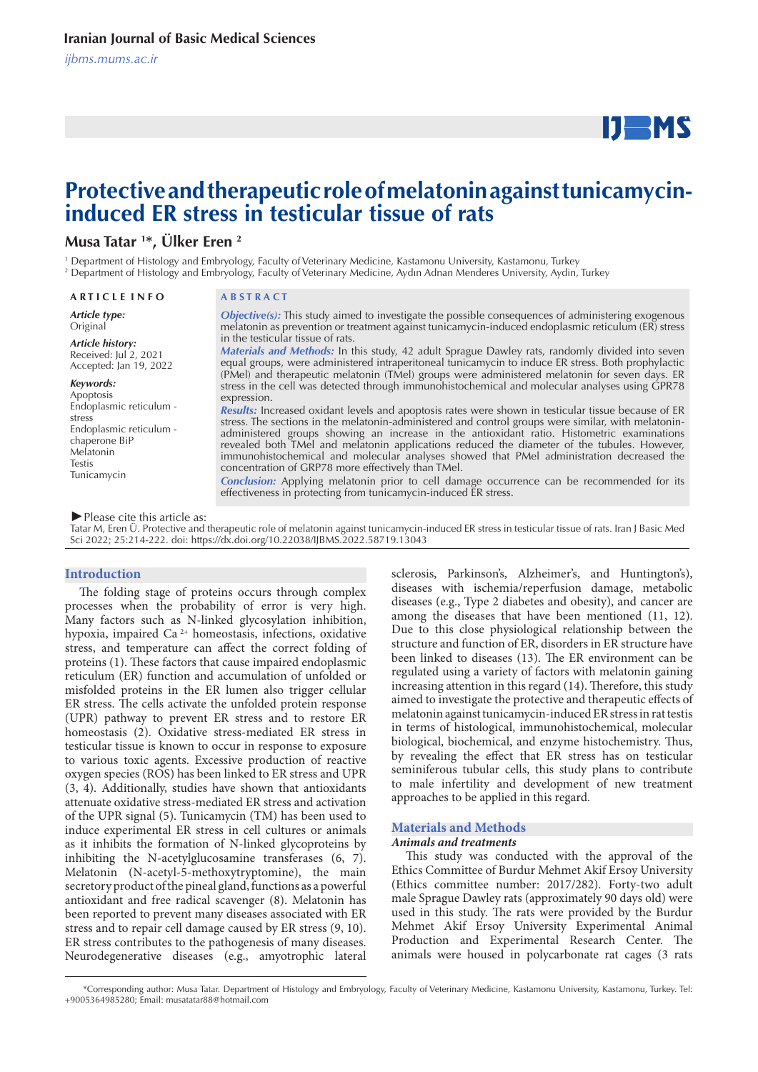Iranian Journal of Basic Medical Sciences

*ijbms.mums.ac.ir*

# Protective and therapeutic role of melatonin against tunicamycin-induced ER stress in testicular tissue of rats

## Musa Tatar [1]*, Ülker Eren [2]

[1] Department of Histology and Embryology, Faculty of Veterinary Medicine, Kastamonu University, Kastamonu, Turkey
[2] Department of Histology and Embryology, Faculty of Veterinary Medicine, Aydın Adnan Menderes University, Aydin, Turkey

**ARTICLE INFO**

***Article type:***
Original

***Article history:***
Received: Jul 2, 2021
Accepted: Jan 19, 2022

***Keywords:***
Apoptosis
Endoplasmic reticulum - stress
Endoplasmic reticulum - chaperone BiP
Melatonin
Testis
Tunicamycin

**ABSTRACT**

***Objective(s):*** This study aimed to investigate the possible consequences of administering exogenous melatonin as prevention or treatment against tunicamycin-induced endoplasmic reticulum (ER) stress in the testicular tissue of rats.

***Materials and Methods:*** In this study, 42 adult Sprague Dawley rats, randomly divided into seven equal groups, were administered intraperitoneal tunicamycin to induce ER stress. Both prophylactic (PMel) and therapeutic melatonin (TMel) groups were administered melatonin for seven days. ER stress in the cell was detected through immunohistochemical and molecular analyses using GPR78 expression.

***Results:*** Increased oxidant levels and apoptosis rates were shown in testicular tissue because of ER stress. The sections in the melatonin-administered and control groups were similar, with melatonin-administered groups showing an increase in the antioxidant ratio. Histometric examinations revealed both TMel and melatonin applications reduced the diameter of the tubules. However, immunohistochemical and molecular analyses showed that PMel administration decreased the concentration of GRP78 more effectively than TMel.

***Conclusion:*** Applying melatonin prior to cell damage occurrence can be recommended for its effectiveness in protecting from tunicamycin-induced ER stress.

►Please cite this article as:
Tatar M, Eren Ü. Protective and therapeutic role of melatonin against tunicamycin-induced ER stress in testicular tissue of rats. Iran J Basic Med Sci 2022; 25:214-222. doi: https://dx.doi.org/10.22038/IJBMS.2022.58719.13043

## Introduction

The folding stage of proteins occurs through complex processes when the probability of error is very high. Many factors such as N-linked glycosylation inhibition, hypoxia, impaired $Ca^{2+}$ homeostasis, infections, oxidative stress, and temperature can affect the correct folding of proteins (1). These factors that cause impaired endoplasmic reticulum (ER) function and accumulation of unfolded or misfolded proteins in the ER lumen also trigger cellular ER stress. The cells activate the unfolded protein response (UPR) pathway to prevent ER stress and to restore ER homeostasis (2). Oxidative stress-mediated ER stress in testicular tissue is known to occur in response to exposure to various toxic agents. Excessive production of reactive oxygen species (ROS) has been linked to ER stress and UPR (3, 4). Additionally, studies have shown that antioxidants attenuate oxidative stress-mediated ER stress and activation of the UPR signal (5). Tunicamycin (TM) has been used to induce experimental ER stress in cell cultures or animals as it inhibits the formation of N-linked glycoproteins by inhibiting the N-acetylglucosamine transferases (6, 7). Melatonin (N-acetyl-5-methoxytryptomine), the main secretory product of the pineal gland, functions as a powerful antioxidant and free radical scavenger (8). Melatonin has been reported to prevent many diseases associated with ER stress and to repair cell damage caused by ER stress (9, 10). ER stress contributes to the pathogenesis of many diseases. Neurodegenerative diseases (e.g., amyotrophic lateral sclerosis, Parkinson's, Alzheimer's, and Huntington's), diseases with ischemia/reperfusion damage, metabolic diseases (e.g., Type 2 diabetes and obesity), and cancer are among the diseases that have been mentioned (11, 12). Due to this close physiological relationship between the structure and function of ER, disorders in ER structure have been linked to diseases (13). The ER environment can be regulated using a variety of factors with melatonin gaining increasing attention in this regard (14). Therefore, this study aimed to investigate the protective and therapeutic effects of melatonin against tunicamycin-induced ER stress in rat testis in terms of histological, immunohistochemical, molecular biological, biochemical, and enzyme histochemistry. Thus, by revealing the effect that ER stress has on testicular seminiferous tubular cells, this study plans to contribute to male infertility and development of new treatment approaches to be applied in this regard.

## Materials and Methods

### *Animals and treatments*

This study was conducted with the approval of the Ethics Committee of Burdur Mehmet Akif Ersoy University (Ethics committee number: 2017/282). Forty-two adult male Sprague Dawley rats (approximately 90 days old) were used in this study. The rats were provided by the Burdur Mehmet Akif Ersoy University Experimental Animal Production and Experimental Research Center. The animals were housed in polycarbonate rat cages (3 rats

*Corresponding author: Musa Tatar. Department of Histology and Embryology, Faculty of Veterinary Medicine, Kastamonu University, Kastamonu, Turkey. Tel: +9005364985280; Email: musatatar88@hotmail.com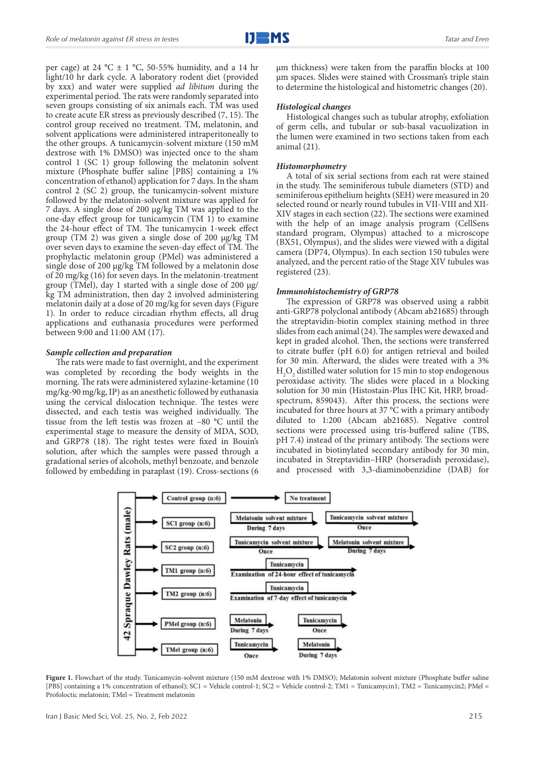per cage) at 24 °C ± 1 °C, 50-55% humidity, and a 14 hr light/10 hr dark cycle. A laboratory rodent diet (provided by xxx) and water were supplied *ad libitum* during the experimental period. The rats were randomly separated into seven groups consisting of six animals each. TM was used to create acute ER stress as previously described (7, 15). The control group received no treatment. TM, melatonin, and solvent applications were administered intraperitoneally to the other groups. A tunicamycin-solvent mixture (150 mM dextrose with 1% DMSO) was injected once to the sham control 1 (SC 1) group following the melatonin solvent mixture (Phosphate buffer saline [PBS] containing a 1% concentration of ethanol) application for 7 days. In the sham control 2 (SC 2) group, the tunicamycin-solvent mixture followed by the melatonin-solvent mixture was applied for 7 days. A single dose of 200 µg/kg TM was applied to the one-day effect group for tunicamycin (TM 1) to examine the 24-hour effect of TM. The tunicamycin 1-week effect group (TM 2) was given a single dose of 200 µg/kg TM over seven days to examine the seven-day effect of TM. The prophylactic melatonin group (PMel) was administered a single dose of 200 µg/kg TM followed by a melatonin dose of 20 mg/kg (16) for seven days. In the melatonin-treatment group (TMel), day 1 started with a single dose of 200 µg/kg TM administration, then day 2 involved administering melatonin daily at a dose of 20 mg/kg for seven days (Figure 1). In order to reduce circadian rhythm effects, all drug applications and euthanasia procedures were performed between 9:00 and 11:00 AM (17).

### *Sample collection and preparation*

The rats were made to fast overnight, and the experiment was completed by recording the body weights in the morning. The rats were administered xylazine-ketamine (10 mg/kg-90 mg/kg, IP) as an anesthetic followed by euthanasia using the cervical dislocation technique. The testes were dissected, and each testis was weighed individually. The tissue from the left testis was frozen at −80 °C until the experimental stage to measure the density of MDA, SOD, and GRP78 (18). The right testes were fixed in Bouin's solution, after which the samples were passed through a gradational series of alcohols, methyl benzoate, and benzole followed by embedding in paraplast (19). Cross-sections (6 µm thickness) were taken from the paraffin blocks at 100 µm spaces. Slides were stained with Crossman's triple stain to determine the histological and histometric changes (20).

### *Histological changes*

Histological changes such as tubular atrophy, exfoliation of germ cells, and tubular or sub-basal vacuolization in the lumen were examined in two sections taken from each animal (21).

### *Histomorphometry*

A total of six serial sections from each rat were stained in the study. The seminiferous tubule diameters (STD) and seminiferous epithelium heights (SEH) were measured in 20 selected round or nearly round tubules in VII-VIII and XII-XIV stages in each section (22). The sections were examined with the help of an image analysis program (CellSens standard program, Olympus) attached to a microscope (BX51, Olympus), and the slides were viewed with a digital camera (DP74, Olympus). In each section 150 tubules were analyzed, and the percent ratio of the Stage XIV tubules was registered (23).

### *Immunohistochemistry of GRP78*

The expression of GRP78 was observed using a rabbit anti-GRP78 polyclonal antibody (Abcam ab21685) through the streptavidin-biotin complex staining method in three slides from each animal (24). The samples were dewaxed and kept in graded alcohol. Then, the sections were transferred to citrate buffer (pH 6.0) for antigen retrieval and boiled for 30 min. Afterward, the slides were treated with a 3% $H_2O_2$ distilled water solution for 15 min to stop endogenous peroxidase activity. The slides were placed in a blocking solution for 30 min (Histostain-Plus IHC Kit, HRP, broad-spectrum, 859043). After this process, the sections were incubated for three hours at 37 °C with a primary antibody diluted to 1:200 (Abcam ab21685). Negative control sections were processed using tris-buffered saline (TBS, pH 7.4) instead of the primary antibody. The sections were incubated in biotinylated secondary antibody for 30 min, incubated in Streptavidin–HRP (horseradish peroxidase), and processed with 3,3-diaminobenzidine (DAB) for

42 Sprague Dawley Rats (male)

Control group (n:6) — No treatment

SC1 group (n:6) — Melatonin solvent mixture During 7 days — Tunicamycin solvent mixture Once

SC2 group (n:6) — Tunicamycin solvent mixture Once — Melatonin solvent mixture During 7 days

TM1 group (n:6) — Tunicamycin — Examination of 24-hour effect of tunicamycin

TM2 group (n:6) — Tunicamycin — Examination of 7-day effect of tunicamycin

PMel group (n:6) — Melatonin During 7 days — Tunicamycin Once

TMel group (n:6) — Tunicamycin Once — Melatonin During 7 days

**Figure 1.** Flowchart of the study. Tunicamycin-solvent mixture (150 mM dextrose with 1% DMSO); Melatonin solvent mixture (Phosphate buffer saline [PBS] containing a 1% concentration of ethanol); SC1 = Vehicle control-1; SC2 = Vehicle control-2; TM1 = Tunicamycin1; TM2 = Tunicamycin2; PMel = Profoloctic melatonin; TMel = Treatment melatonin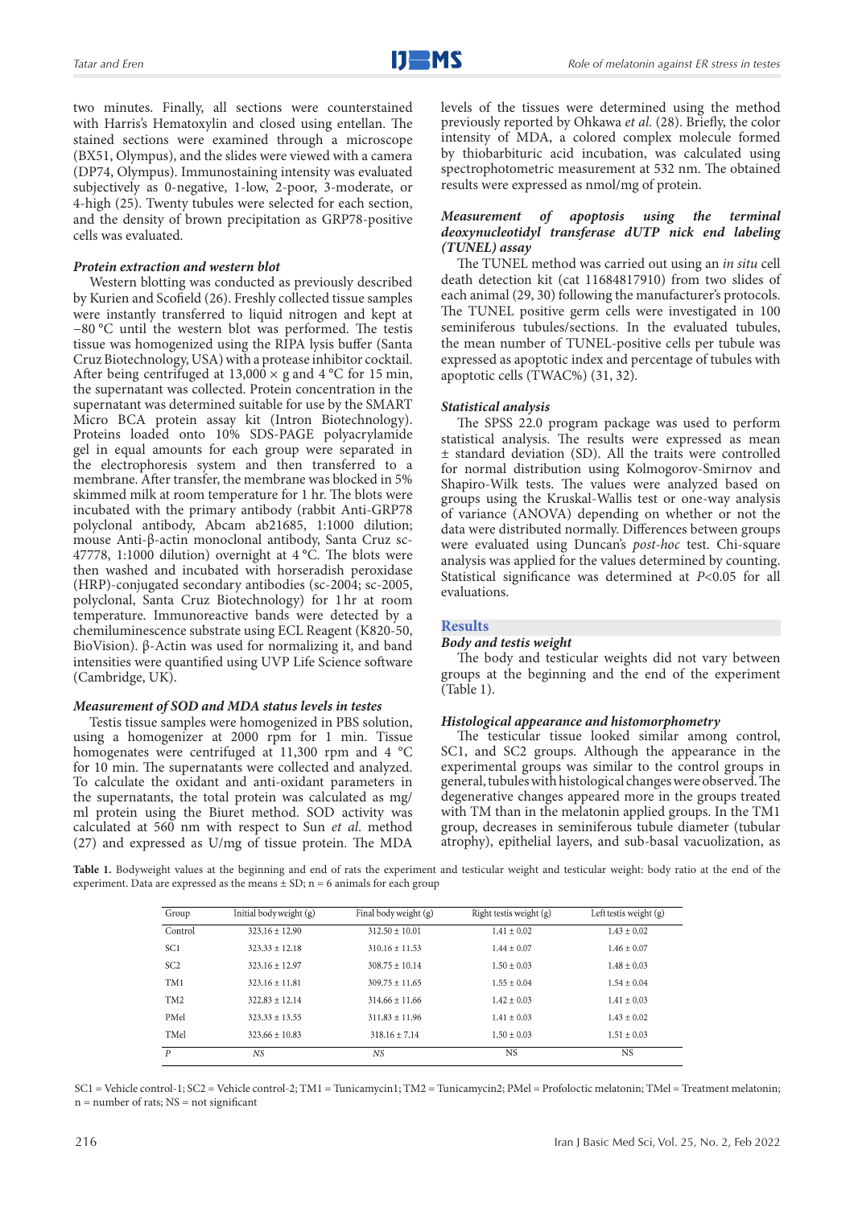two minutes. Finally, all sections were counterstained with Harris's Hematoxylin and closed using entellan. The stained sections were examined through a microscope (BX51, Olympus), and the slides were viewed with a camera (DP74, Olympus). Immunostaining intensity was evaluated subjectively as 0-negative, 1-low, 2-poor, 3-moderate, or 4-high (25). Twenty tubules were selected for each section, and the density of brown precipitation as GRP78-positive cells was evaluated.

### *Protein extraction and western blot*

Western blotting was conducted as previously described by Kurien and Scofield (26). Freshly collected tissue samples were instantly transferred to liquid nitrogen and kept at −80 °C until the western blot was performed. The testis tissue was homogenized using the RIPA lysis buffer (Santa Cruz Biotechnology, USA) with a protease inhibitor cocktail. After being centrifuged at 13,000 × g and 4 °C for 15 min, the supernatant was collected. Protein concentration in the supernatant was determined suitable for use by the SMART Micro BCA protein assay kit (Intron Biotechnology). Proteins loaded onto 10% SDS-PAGE polyacrylamide gel in equal amounts for each group were separated in the electrophoresis system and then transferred to a membrane. After transfer, the membrane was blocked in 5% skimmed milk at room temperature for 1 hr. The blots were incubated with the primary antibody (rabbit Anti-GRP78 polyclonal antibody, Abcam ab21685, 1:1000 dilution; mouse Anti-β-actin monoclonal antibody, Santa Cruz sc-47778, 1:1000 dilution) overnight at 4 °C. The blots were then washed and incubated with horseradish peroxidase (HRP)-conjugated secondary antibodies (sc-2004; sc-2005, polyclonal, Santa Cruz Biotechnology) for 1 hr at room temperature. Immunoreactive bands were detected by a chemiluminescence substrate using ECL Reagent (K820-50, BioVision). β-Actin was used for normalizing it, and band intensities were quantified using UVP Life Science software (Cambridge, UK).

### *Measurement of SOD and MDA status levels in testes*

Testis tissue samples were homogenized in PBS solution, using a homogenizer at 2000 rpm for 1 min. Tissue homogenates were centrifuged at 11,300 rpm and 4 °C for 10 min. The supernatants were collected and analyzed. To calculate the oxidant and anti-oxidant parameters in the supernatants, the total protein was calculated as mg/ml protein using the Biuret method. SOD activity was calculated at 560 nm with respect to Sun *et al*. method (27) and expressed as U/mg of tissue protein. The MDA levels of the tissues were determined using the method previously reported by Ohkawa *et al.* (28). Briefly, the color intensity of MDA, a colored complex molecule formed by thiobarbituric acid incubation, was calculated using spectrophotometric measurement at 532 nm. The obtained results were expressed as nmol/mg of protein.

### *Measurement of apoptosis using the terminal deoxynucleotidyl transferase dUTP nick end labeling (TUNEL) assay*

The TUNEL method was carried out using an *in situ* cell death detection kit (cat 11684817910) from two slides of each animal (29, 30) following the manufacturer's protocols. The TUNEL positive germ cells were investigated in 100 seminiferous tubules/sections. In the evaluated tubules, the mean number of TUNEL-positive cells per tubule was expressed as apoptotic index and percentage of tubules with apoptotic cells (TWAC%) (31, 32).

### *Statistical analysis*

The SPSS 22.0 program package was used to perform statistical analysis. The results were expressed as mean ± standard deviation (SD). All the traits were controlled for normal distribution using Kolmogorov-Smirnov and Shapiro-Wilk tests. The values were analyzed based on groups using the Kruskal-Wallis test or one-way analysis of variance (ANOVA) depending on whether or not the data were distributed normally. Differences between groups were evaluated using Duncan's *post-hoc* test. Chi-square analysis was applied for the values determined by counting. Statistical significance was determined at $P<0.05$ for all evaluations.

## Results

### *Body and testis weight*

The body and testicular weights did not vary between groups at the beginning and the end of the experiment (Table 1).

### *Histological appearance and histomorphometry*

The testicular tissue looked similar among control, SC1, and SC2 groups. Although the appearance in the experimental groups was similar to the control groups in general, tubules with histological changes were observed. The degenerative changes appeared more in the groups treated with TM than in the melatonin applied groups. In the TM1 group, decreases in seminiferous tubule diameter (tubular atrophy), epithelial layers, and sub-basal vacuolization, as

**Table 1.** Bodyweight values at the beginning and end of rats the experiment and testicular weight and testicular weight: body ratio at the end of the experiment. Data are expressed as the means ± SD; n = 6 animals for each group

| Group | Initial body weight (g) | Final body weight (g) | Right testis weight (g) | Left testis weight (g) |
|---|---|---|---|---|
| Control | 323.16 ± 12.90 | 312.50 ± 10.01 | 1.41 ± 0.02 | 1.43 ± 0.02 |
| SC1 | 323.33 ± 12.18 | 310.16 ± 11.53 | 1.44 ± 0.07 | 1.46 ± 0.07 |
| SC2 | 323.16 ± 12.97 | 308.75 ± 10.14 | 1.50 ± 0.03 | 1.48 ± 0.03 |
| TM1 | 323.16 ± 11.81 | 309.75 ± 11.65 | 1.55 ± 0.04 | 1.54 ± 0.04 |
| TM2 | 322.83 ± 12.14 | 314.66 ± 11.66 | 1.42 ± 0.03 | 1.41 ± 0.03 |
| PMel | 323.33 ± 13.55 | 311.83 ± 11.96 | 1.41 ± 0.03 | 1.43 ± 0.02 |
| TMel | 323.66 ± 10.83 | 318.16 ± 7.14 | 1.50 ± 0.03 | 1.51 ± 0.03 |
| *P* | *NS* | *NS* | NS | NS |

SC1 = Vehicle control-1; SC2 = Vehicle control-2; TM1 = Tunicamycin1; TM2 = Tunicamycin2; PMel = Profoloctic melatonin; TMel = Treatment melatonin; n = number of rats; NS = not significant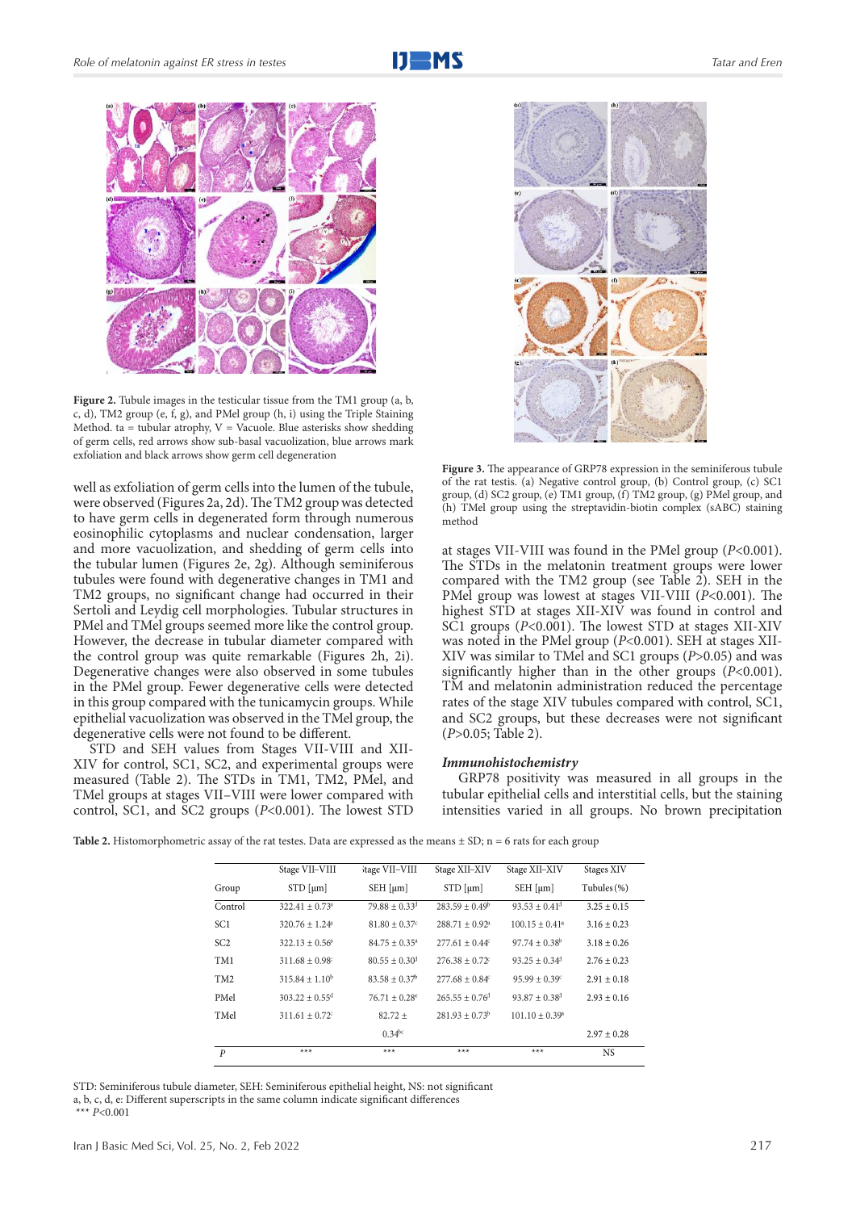Figure 2. Tubule images in the testicular tissue from the TM1 group (a, b, c, d), TM2 group (e, f, g), and PMel group (h, i) using the Triple Staining Method. ta = tubular atrophy, V = Vacuole. Blue asterisks show shedding of germ cells, red arrows show sub-basal vacuolization, blue arrows mark exfoliation and black arrows show germ cell degeneration

well as exfoliation of germ cells into the lumen of the tubule, were observed (Figures 2a, 2d). The TM2 group was detected to have germ cells in degenerated form through numerous eosinophilic cytoplasms and nuclear condensation, larger and more vacuolization, and shedding of germ cells into the tubular lumen (Figures 2e, 2g). Although seminiferous tubules were found with degenerative changes in TM1 and TM2 groups, no significant change had occurred in their Sertoli and Leydig cell morphologies. Tubular structures in PMel and TMel groups seemed more like the control group. However, the decrease in tubular diameter compared with the control group was quite remarkable (Figures 2h, 2i). Degenerative changes were also observed in some tubules in the PMel group. Fewer degenerative cells were detected in this group compared with the tunicamycin groups. While epithelial vacuolization was observed in the TMel group, the degenerative cells were not found to be different.

STD and SEH values from Stages VII-VIII and XII-XIV for control, SC1, SC2, and experimental groups were measured (Table 2). The STDs in TM1, TM2, PMel, and TMel groups at stages VII–VIII were lower compared with control, SC1, and SC2 groups ($P<0.001$). The lowest STD at stages VII-VIII was found in the PMel group ($P<0.001$). The STDs in the melatonin treatment groups were lower compared with the TM2 group (see Table 2). SEH in the PMel group was lowest at stages VII-VIII ($P<0.001$). The highest STD at stages XII-XIV was found in control and SC1 groups ($P<0.001$). The lowest STD at stages XII-XIV was noted in the PMel group ($P<0.001$). SEH at stages XII-XIV was similar to TMel and SC1 groups ($P>0.05$) and was significantly higher than in the other groups ($P<0.001$). TM and melatonin administration reduced the percentage rates of the stage XIV tubules compared with control, SC1, and SC2 groups, but these decreases were not significant ($P>0.05$; Table 2).

Figure 3. The appearance of GRP78 expression in the seminiferous tubule of the rat testis. (a) Negative control group, (b) Control group, (c) SC1 group, (d) SC2 group, (e) TM1 group, (f) TM2 group, (g) PMel group, and (h) TMel group using the streptavidin-biotin complex (sABC) staining method

### *Immunohistochemistry*

GRP78 positivity was measured in all groups in the tubular epithelial cells and interstitial cells, but the staining intensities varied in all groups. No brown precipitation

Table 2. Histomorphometric assay of the rat testes. Data are expressed as the means ± SD; n = 6 rats for each group

| Group | Stage VII–VIII STD [μm] | Stage VII–VIII SEH [μm] | Stage XII–XIV STD [μm] | Stage XII–XIV SEH [μm] | Stages XIV Tubules (%) |
|---|---|---|---|---|---|
| Control | 322.41 ± 0.73[a] | 79.88 ± 0.33[d] | 283.59 ± 0.49[b] | 93.53 ± 0.41[d] | 3.25 ± 0.15 |
| SC1 | 320.76 ± 1.24[a] | 81.80 ± 0.37[c] | 288.71 ± 0.92[a] | 100.15 ± 0.41[a] | 3.16 ± 0.23 |
| SC2 | 322.13 ± 0.56[a] | 84.75 ± 0.35[a] | 277.61 ± 0.44[c] | 97.74 ± 0.38[b] | 3.18 ± 0.26 |
| TM1 | 311.68 ± 0.98[c] | 80.55 ± 0.30[d] | 276.38 ± 0.72[c] | 93.25 ± 0.34[d] | 2.76 ± 0.23 |
| TM2 | 315.84 ± 1.10[b] | 83.58 ± 0.37[b] | 277.68 ± 0.84[c] | 95.99 ± 0.39[c] | 2.91 ± 0.18 |
| PMel | 303.22 ± 0.55[d] | 76.71 ± 0.28[e] | 265.55 ± 0.76[d] | 93.87 ± 0.38[d] | 2.93 ± 0.16 |
| TMel | 311.61 ± 0.72[c] | 82.72 ± 0.34[bc] | 281.93 ± 0.73[b] | 101.10 ± 0.39[a] | 2.97 ± 0.28 |
| *P* | *** | *** | *** | *** | NS |

STD: Seminiferous tubule diameter, SEH: Seminiferous epithelial height, NS: not significant
a, b, c, d, e: Different superscripts in the same column indicate significant differences
*** $P<0.001$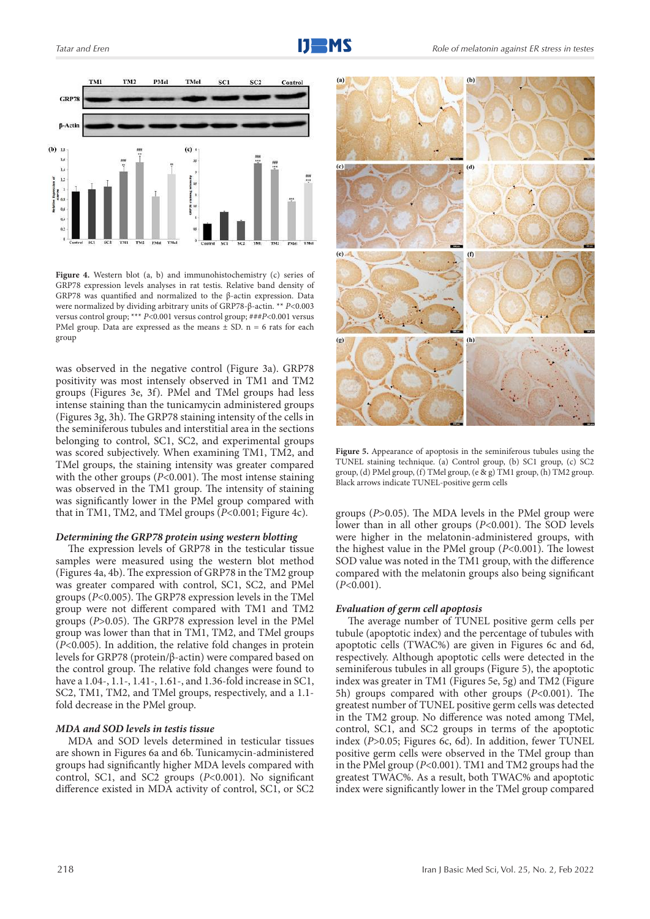TM1 TM2 PMel TMel SC1 SC2 Control

GRP78

β-Actin

(b)

Relative Expression of GRP78

Control SC1 SC2 TM1 TM2 PMel TMel

(c)

GRP78 staining intensity

Control SC1 SC2 TM1 TM2 PMel TMel

**Figure 4.** Western blot (a, b) and immunohistochemistry (c) series of GRP78 expression levels analyses in rat testis. Relative band density of GRP78 was quantified and normalized to the β-actin expression. Data were normalized by dividing arbitrary units of GRP78-β-actin. ** $P<0.003$ versus control group; *** $P<0.001$ versus control group; ###$P<0.001$ versus PMel group. Data are expressed as the means ± SD. n = 6 rats for each group

was observed in the negative control (Figure 3a). GRP78 positivity was most intensely observed in TM1 and TM2 groups (Figures 3e, 3f). PMel and TMel groups had less intense staining than the tunicamycin administered groups (Figures 3g, 3h). The GRP78 staining intensity of the cells in the seminiferous tubules and interstitial area in the sections belonging to control, SC1, SC2, and experimental groups was scored subjectively. When examining TM1, TM2, and TMel groups, the staining intensity was greater compared with the other groups ($P<0.001$). The most intense staining was observed in the TM1 group. The intensity of staining was significantly lower in the PMel group compared with that in TM1, TM2, and TMel groups ($P<0.001$; Figure 4c).

### *Determining the GRP78 protein using western blotting*

The expression levels of GRP78 in the testicular tissue samples were measured using the western blot method (Figures 4a, 4b). The expression of GRP78 in the TM2 group was greater compared with control, SC1, SC2, and PMel groups ($P<0.005$). The GRP78 expression levels in the TMel group were not different compared with TM1 and TM2 groups ($P>0.05$). The GRP78 expression level in the PMel group was lower than that in TM1, TM2, and TMel groups ($P<0.005$). In addition, the relative fold changes in protein levels for GRP78 (protein/β-actin) were compared based on the control group. The relative fold changes were found to have a 1.04-, 1.1-, 1.41-, 1.61-, and 1.36-fold increase in SC1, SC2, TM1, TM2, and TMel groups, respectively, and a 1.1-fold decrease in the PMel group.

### *MDA and SOD levels in testis tissue*

MDA and SOD levels determined in testicular tissues are shown in Figures 6a and 6b. Tunicamycin-administered groups had significantly higher MDA levels compared with control, SC1, and SC2 groups ($P<0.001$). No significant difference existed in MDA activity of control, SC1, or SC2 groups ($P>0.05$). The MDA levels in the PMel group were lower than in all other groups ($P<0.001$). The SOD levels were higher in the melatonin-administered groups, with the highest value in the PMel group ($P<0.001$). The lowest SOD value was noted in the TM1 group, with the difference compared with the melatonin groups also being significant ($P<0.001$).

**Figure 5.** Appearance of apoptosis in the seminiferous tubules using the TUNEL staining technique. (a) Control group, (b) SC1 group, (c) SC2 group, (d) PMel group, (f) TMel group, (e & g) TM1 group, (h) TM2 group. Black arrows indicate TUNEL-positive germ cells

### *Evaluation of germ cell apoptosis*

The average number of TUNEL positive germ cells per tubule (apoptotic index) and the percentage of tubules with apoptotic cells (TWAC%) are given in Figures 6c and 6d, respectively. Although apoptotic cells were detected in the seminiferous tubules in all groups (Figure 5), the apoptotic index was greater in TM1 (Figures 5e, 5g) and TM2 (Figure 5h) groups compared with other groups ($P<0.001$). The greatest number of TUNEL positive germ cells was detected in the TM2 group. No difference was noted among TMel, control, SC1, and SC2 groups in terms of the apoptotic index ($P>0.05$; Figures 6c, 6d). In addition, fewer TUNEL positive germ cells were observed in the TMel group than in the PMel group ($P<0.001$). TM1 and TM2 groups had the greatest TWAC%. As a result, both TWAC% and apoptotic index were significantly lower in the TMel group compared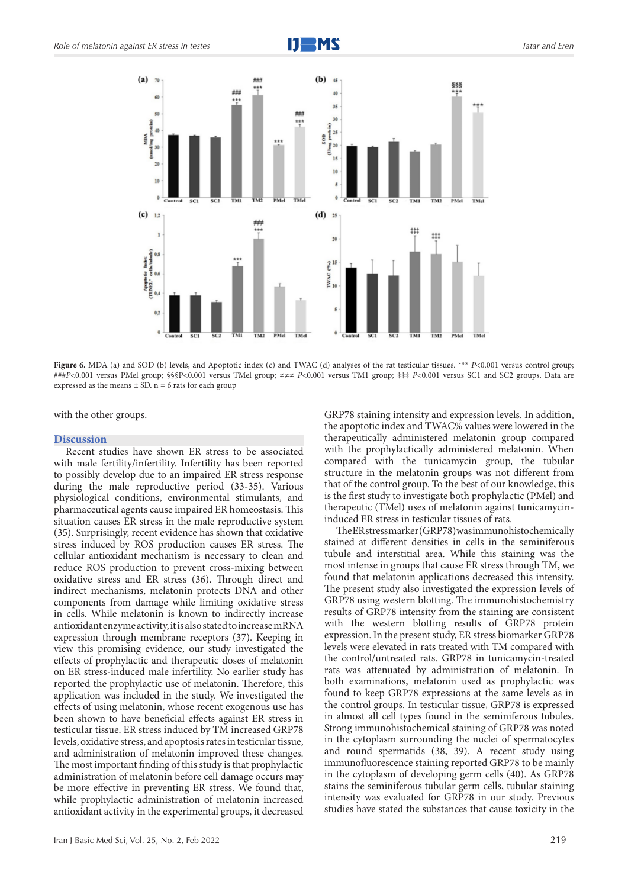(a)

MDA (nmol/mg protein)

70, 60, 50, 40, 30, 20, 10, 0

###, ***, ###, ***, ***, ###, ***

Control, SC1, SC2, TM1, TM2, PMel, TMel

(b)

SOD (U/mg protein)

45, 40, 35, 30, 25, 20, 15, 10, 5, 0

§§§, ***, ***

Control, SC1, SC2, TM1, TM2, PMel, TMel

(c)

Apoptotic Index (TUNEL+ cells/tubule)

1.2, 1, 0.8, 0.6, 0.4, 0.2, 0

***, ###, ***

Control, SC1, SC2, TM1, TM2, PMel, TMel

(d)

TWAC (%)

25, 20, 15, 10, 5, 0

‡‡‡, ‡‡‡

Control, SC1, SC2, TM1, TM2, PMel, TMel

**Figure 6.** MDA (a) and SOD (b) levels, and Apoptotic index (c) and TWAC (d) analyses of the rat testicular tissues. *** $P<0.001$ versus control group; ### $P<0.001$ versus PMel group; §§§ $P<0.001$ versus TMel group; ≠≠≠ $P<0.001$ versus TM1 group; ‡‡‡ $P<0.001$ versus SC1 and SC2 groups. Data are expressed as the means ± SD. n = 6 rats for each group

with the other groups.

## Discussion

Recent studies have shown ER stress to be associated with male fertility/infertility. Infertility has been reported to possibly develop due to an impaired ER stress response during the male reproductive period (33-35). Various physiological conditions, environmental stimulants, and pharmaceutical agents cause impaired ER homeostasis. This situation causes ER stress in the male reproductive system (35). Surprisingly, recent evidence has shown that oxidative stress induced by ROS production causes ER stress. The cellular antioxidant mechanism is necessary to clean and reduce ROS production to prevent cross-mixing between oxidative stress and ER stress (36). Through direct and indirect mechanisms, melatonin protects DNA and other components from damage while limiting oxidative stress in cells. While melatonin is known to indirectly increase antioxidant enzyme activity, it is also stated to increase mRNA expression through membrane receptors (37). Keeping in view this promising evidence, our study investigated the effects of prophylactic and therapeutic doses of melatonin on ER stress-induced male infertility. No earlier study has reported the prophylactic use of melatonin. Therefore, this application was included in the study. We investigated the effects of using melatonin, whose recent exogenous use has been shown to have beneficial effects against ER stress in testicular tissue. ER stress induced by TM increased GRP78 levels, oxidative stress, and apoptosis rates in testicular tissue, and administration of melatonin improved these changes. The most important finding of this study is that prophylactic administration of melatonin before cell damage occurs may be more effective in preventing ER stress. We found that, while prophylactic administration of melatonin increased antioxidant activity in the experimental groups, it decreased GRP78 staining intensity and expression levels. In addition, the apoptotic index and TWAC% values were lowered in the therapeutically administered melatonin group compared with the prophylactically administered melatonin. When compared with the tunicamycin group, the tubular structure in the melatonin groups was not different from that of the control group. To the best of our knowledge, this is the first study to investigate both prophylactic (PMel) and therapeutic (TMel) uses of melatonin against tunicamycin-induced ER stress in testicular tissues of rats.

The ER stress marker (GRP78) was immunohistochemically stained at different densities in cells in the seminiferous tubule and interstitial area. While this staining was the most intense in groups that cause ER stress through TM, we found that melatonin applications decreased this intensity. The present study also investigated the expression levels of GRP78 using western blotting. The immunohistochemistry results of GRP78 intensity from the staining are consistent with the western blotting results of GRP78 protein expression. In the present study, ER stress biomarker GRP78 levels were elevated in rats treated with TM compared with the control/untreated rats. GRP78 in tunicamycin-treated rats was attenuated by administration of melatonin. In both examinations, melatonin used as prophylactic was found to keep GRP78 expressions at the same levels as in the control groups. In testicular tissue, GRP78 is expressed in almost all cell types found in the seminiferous tubules. Strong immunohistochemical staining of GRP78 was noted in the cytoplasm surrounding the nuclei of spermatocytes and round spermatids (38, 39). A recent study using immunofluorescence staining reported GRP78 to be mainly in the cytoplasm of developing germ cells (40). As GRP78 stains the seminiferous tubular germ cells, tubular staining intensity was evaluated for GRP78 in our study. Previous studies have stated the substances that cause toxicity in the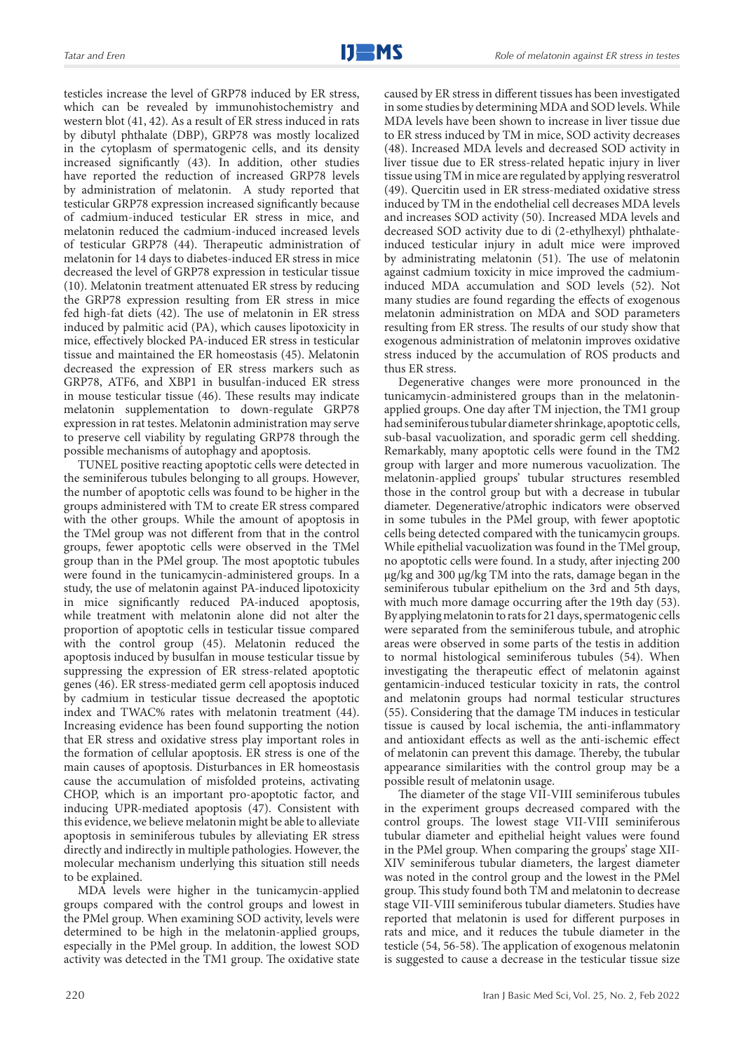testicles increase the level of GRP78 induced by ER stress, which can be revealed by immunohistochemistry and western blot (41, 42). As a result of ER stress induced in rats by dibutyl phthalate (DBP), GRP78 was mostly localized in the cytoplasm of spermatogenic cells, and its density increased significantly (43). In addition, other studies have reported the reduction of increased GRP78 levels by administration of melatonin. A study reported that testicular GRP78 expression increased significantly because of cadmium-induced testicular ER stress in mice, and melatonin reduced the cadmium-induced increased levels of testicular GRP78 (44). Therapeutic administration of melatonin for 14 days to diabetes-induced ER stress in mice decreased the level of GRP78 expression in testicular tissue (10). Melatonin treatment attenuated ER stress by reducing the GRP78 expression resulting from ER stress in mice fed high-fat diets (42). The use of melatonin in ER stress induced by palmitic acid (PA), which causes lipotoxicity in mice, effectively blocked PA-induced ER stress in testicular tissue and maintained the ER homeostasis (45). Melatonin decreased the expression of ER stress markers such as GRP78, ATF6, and XBP1 in busulfan-induced ER stress in mouse testicular tissue (46). These results may indicate melatonin supplementation to down-regulate GRP78 expression in rat testes. Melatonin administration may serve to preserve cell viability by regulating GRP78 through the possible mechanisms of autophagy and apoptosis.

TUNEL positive reacting apoptotic cells were detected in the seminiferous tubules belonging to all groups. However, the number of apoptotic cells was found to be higher in the groups administered with TM to create ER stress compared with the other groups. While the amount of apoptosis in the TMel group was not different from that in the control groups, fewer apoptotic cells were observed in the TMel group than in the PMel group. The most apoptotic tubules were found in the tunicamycin-administered groups. In a study, the use of melatonin against PA-induced lipotoxicity in mice significantly reduced PA-induced apoptosis, while treatment with melatonin alone did not alter the proportion of apoptotic cells in testicular tissue compared with the control group (45). Melatonin reduced the apoptosis induced by busulfan in mouse testicular tissue by suppressing the expression of ER stress-related apoptotic genes (46). ER stress-mediated germ cell apoptosis induced by cadmium in testicular tissue decreased the apoptotic index and TWAC% rates with melatonin treatment (44). Increasing evidence has been found supporting the notion that ER stress and oxidative stress play important roles in the formation of cellular apoptosis. ER stress is one of the main causes of apoptosis. Disturbances in ER homeostasis cause the accumulation of misfolded proteins, activating CHOP, which is an important pro-apoptotic factor, and inducing UPR-mediated apoptosis (47). Consistent with this evidence, we believe melatonin might be able to alleviate apoptosis in seminiferous tubules by alleviating ER stress directly and indirectly in multiple pathologies. However, the molecular mechanism underlying this situation still needs to be explained.

MDA levels were higher in the tunicamycin-applied groups compared with the control groups and lowest in the PMel group. When examining SOD activity, levels were determined to be high in the melatonin-applied groups, especially in the PMel group. In addition, the lowest SOD activity was detected in the TM1 group. The oxidative state caused by ER stress in different tissues has been investigated in some studies by determining MDA and SOD levels. While MDA levels have been shown to increase in liver tissue due to ER stress induced by TM in mice, SOD activity decreases (48). Increased MDA levels and decreased SOD activity in liver tissue due to ER stress-related hepatic injury in liver tissue using TM in mice are regulated by applying resveratrol (49). Quercitin used in ER stress-mediated oxidative stress induced by TM in the endothelial cell decreases MDA levels and increases SOD activity (50). Increased MDA levels and decreased SOD activity due to di (2-ethylhexyl) phthalate-induced testicular injury in adult mice were improved by administrating melatonin (51). The use of melatonin against cadmium toxicity in mice improved the cadmium-induced MDA accumulation and SOD levels (52). Not many studies are found regarding the effects of exogenous melatonin administration on MDA and SOD parameters resulting from ER stress. The results of our study show that exogenous administration of melatonin improves oxidative stress induced by the accumulation of ROS products and thus ER stress.

Degenerative changes were more pronounced in the tunicamycin-administered groups than in the melatonin-applied groups. One day after TM injection, the TM1 group had seminiferous tubular diameter shrinkage, apoptotic cells, sub-basal vacuolization, and sporadic germ cell shedding. Remarkably, many apoptotic cells were found in the TM2 group with larger and more numerous vacuolization. The melatonin-applied groups' tubular structures resembled those in the control group but with a decrease in tubular diameter. Degenerative/atrophic indicators were observed in some tubules in the PMel group, with fewer apoptotic cells being detected compared with the tunicamycin groups. While epithelial vacuolization was found in the TMel group, no apoptotic cells were found. In a study, after injecting 200 μg/kg and 300 μg/kg TM into the rats, damage began in the seminiferous tubular epithelium on the 3rd and 5th days, with much more damage occurring after the 19th day (53). By applying melatonin to rats for 21 days, spermatogenic cells were separated from the seminiferous tubule, and atrophic areas were observed in some parts of the testis in addition to normal histological seminiferous tubules (54). When investigating the therapeutic effect of melatonin against gentamicin-induced testicular toxicity in rats, the control and melatonin groups had normal testicular structures (55). Considering that the damage TM induces in testicular tissue is caused by local ischemia, the anti-inflammatory and antioxidant effects as well as the anti-ischemic effect of melatonin can prevent this damage. Thereby, the tubular appearance similarities with the control group may be a possible result of melatonin usage.

The diameter of the stage VII-VIII seminiferous tubules in the experiment groups decreased compared with the control groups. The lowest stage VII-VIII seminiferous tubular diameter and epithelial height values were found in the PMel group. When comparing the groups' stage XII-XIV seminiferous tubular diameters, the largest diameter was noted in the control group and the lowest in the PMel group. This study found both TM and melatonin to decrease stage VII-VIII seminiferous tubular diameters. Studies have reported that melatonin is used for different purposes in rats and mice, and it reduces the tubule diameter in the testicle (54, 56-58). The application of exogenous melatonin is suggested to cause a decrease in the testicular tissue size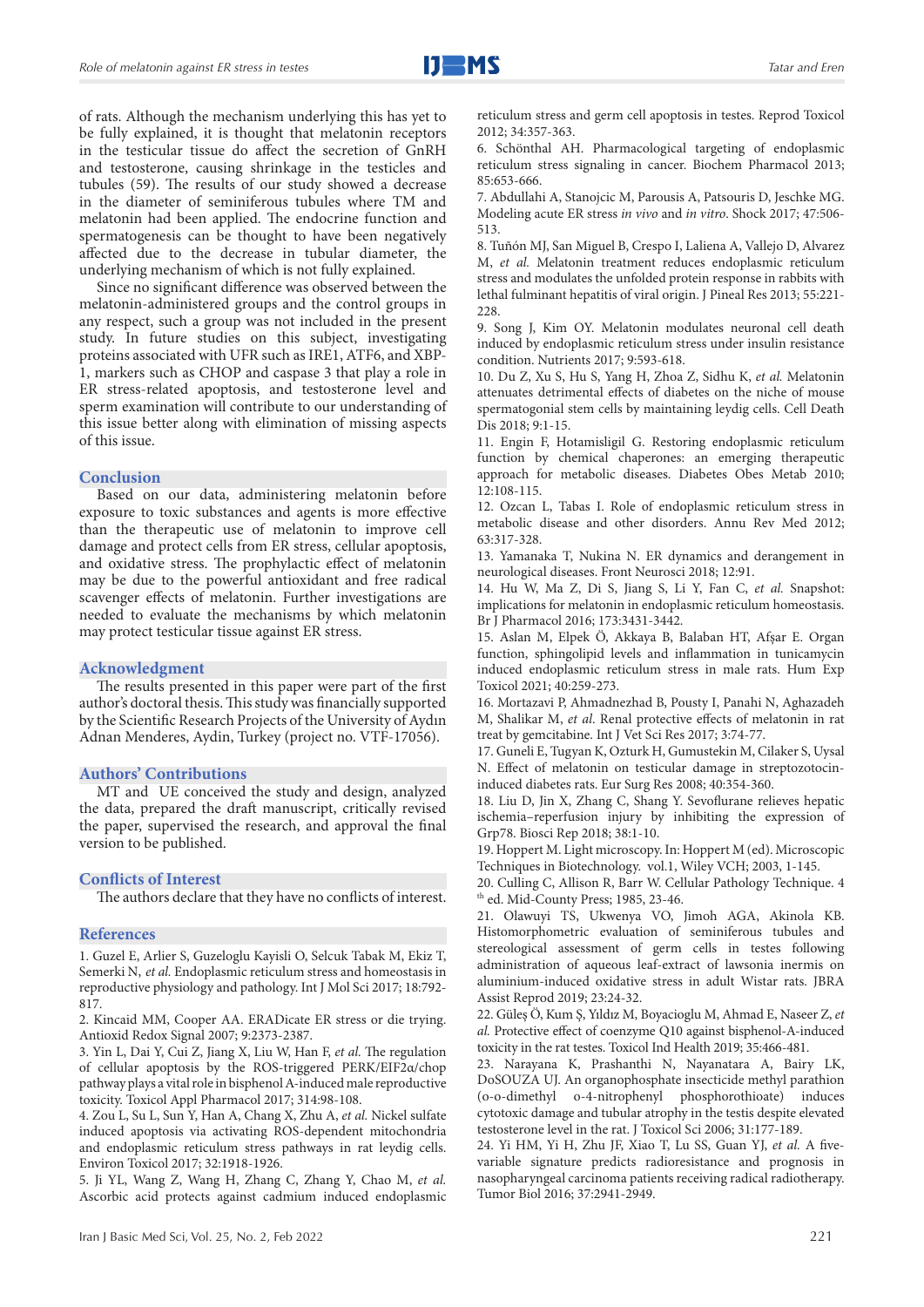of rats. Although the mechanism underlying this has yet to be fully explained, it is thought that melatonin receptors in the testicular tissue do affect the secretion of GnRH and testosterone, causing shrinkage in the testicles and tubules (59). The results of our study showed a decrease in the diameter of seminiferous tubules where TM and melatonin had been applied. The endocrine function and spermatogenesis can be thought to have been negatively affected due to the decrease in tubular diameter, the underlying mechanism of which is not fully explained.

Since no significant difference was observed between the melatonin-administered groups and the control groups in any respect, such a group was not included in the present study. In future studies on this subject, investigating proteins associated with UFR such as IRE1, ATF6, and XBP-1, markers such as CHOP and caspase 3 that play a role in ER stress-related apoptosis, and testosterone level and sperm examination will contribute to our understanding of this issue better along with elimination of missing aspects of this issue.

## Conclusion

Based on our data, administering melatonin before exposure to toxic substances and agents is more effective than the therapeutic use of melatonin to improve cell damage and protect cells from ER stress, cellular apoptosis, and oxidative stress. The prophylactic effect of melatonin may be due to the powerful antioxidant and free radical scavenger effects of melatonin. Further investigations are needed to evaluate the mechanisms by which melatonin may protect testicular tissue against ER stress.

## Acknowledgment

The results presented in this paper were part of the first author's doctoral thesis. This study was financially supported by the Scientific Research Projects of the University of Aydın Adnan Menderes, Aydin, Turkey (project no. VTF-17056).

## Authors' Contributions

MT and UE conceived the study and design, analyzed the data, prepared the draft manuscript, critically revised the paper, supervised the research, and approval the final version to be published.

## Conflicts of Interest

The authors declare that they have no conflicts of interest.

## References

1. Guzel E, Arlier S, Guzeloglu Kayisli O, Selcuk Tabak M, Ekiz T, Semerki N, *et al.* Endoplasmic reticulum stress and homeostasis in reproductive physiology and pathology. Int J Mol Sci 2017; 18:792-817.
2. Kincaid MM, Cooper AA. ERADicate ER stress or die trying. Antioxid Redox Signal 2007; 9:2373-2387.
3. Yin L, Dai Y, Cui Z, Jiang X, Liu W, Han F, *et al.* The regulation of cellular apoptosis by the ROS-triggered PERK/EIF2α/chop pathway plays a vital role in bisphenol A-induced male reproductive toxicity. Toxicol Appl Pharmacol 2017; 314:98-108.
4. Zou L, Su L, Sun Y, Han A, Chang X, Zhu A, *et al.* Nickel sulfate induced apoptosis via activating ROS-dependent mitochondria and endoplasmic reticulum stress pathways in rat leydig cells. Environ Toxicol 2017; 32:1918-1926.
5. Ji YL, Wang Z, Wang H, Zhang C, Zhang Y, Chao M, *et al.* Ascorbic acid protects against cadmium induced endoplasmic reticulum stress and germ cell apoptosis in testes. Reprod Toxicol 2012; 34:357-363.
6. Schönthal AH. Pharmacological targeting of endoplasmic reticulum stress signaling in cancer. Biochem Pharmacol 2013; 85:653-666.
7. Abdullahi A, Stanojcic M, Parousis A, Patsouris D, Jeschke MG. Modeling acute ER stress *in vivo* and *in vitro*. Shock 2017; 47:506-513.
8. Tuñón MJ, San Miguel B, Crespo I, Laliena A, Vallejo D, Alvarez M, *et al.* Melatonin treatment reduces endoplasmic reticulum stress and modulates the unfolded protein response in rabbits with lethal fulminant hepatitis of viral origin. J Pineal Res 2013; 55:221-228.
9. Song J, Kim OY. Melatonin modulates neuronal cell death induced by endoplasmic reticulum stress under insulin resistance condition. Nutrients 2017; 9:593-618.
10. Du Z, Xu S, Hu S, Yang H, Zhoa Z, Sidhu K, *et al.* Melatonin attenuates detrimental effects of diabetes on the niche of mouse spermatogonial stem cells by maintaining leydig cells. Cell Death Dis 2018; 9:1-15.
11. Engin F, Hotamisligil G. Restoring endoplasmic reticulum function by chemical chaperones: an emerging therapeutic approach for metabolic diseases. Diabetes Obes Metab 2010; 12:108-115.
12. Ozcan L, Tabas I. Role of endoplasmic reticulum stress in metabolic disease and other disorders. Annu Rev Med 2012; 63:317-328.
13. Yamanaka T, Nukina N. ER dynamics and derangement in neurological diseases. Front Neurosci 2018; 12:91.
14. Hu W, Ma Z, Di S, Jiang S, Li Y, Fan C, *et al.* Snapshot: implications for melatonin in endoplasmic reticulum homeostasis. Br J Pharmacol 2016; 173:3431-3442.
15. Aslan M, Elpek Ö, Akkaya B, Balaban HT, Afşar E. Organ function, sphingolipid levels and inflammation in tunicamycin induced endoplasmic reticulum stress in male rats. Hum Exp Toxicol 2021; 40:259-273.
16. Mortazavi P, Ahmadnezhad B, Pousty I, Panahi N, Aghazadeh M, Shalikar M, *et al.* Renal protective effects of melatonin in rat treat by gemcitabine. Int J Vet Sci Res 2017; 3:74-77.
17. Guneli E, Tugyan K, Ozturk H, Gumustekin M, Cilaker S, Uysal N. Effect of melatonin on testicular damage in streptozotocin-induced diabetes rats. Eur Surg Res 2008; 40:354-360.
18. Liu D, Jin X, Zhang C, Shang Y. Sevoflurane relieves hepatic ischemia–reperfusion injury by inhibiting the expression of Grp78. Biosci Rep 2018; 38:1-10.
19. Hoppert M. Light microscopy. In: Hoppert M (ed). Microscopic Techniques in Biotechnology. vol.1, Wiley VCH; 2003, 1-145.
20. Culling C, Allison R, Barr W. Cellular Pathology Technique. 4th ed. Mid-County Press; 1985, 23-46.
21. Olawuyi TS, Ukwenya VO, Jimoh AGA, Akinola KB. Histomorphometric evaluation of seminiferous tubules and stereological assessment of germ cells in testes following administration of aqueous leaf-extract of lawsonia inermis on aluminium-induced oxidative stress in adult Wistar rats. JBRA Assist Reprod 2019; 23:24-32.
22. Güleş Ö, Kum Ş, Yıldız M, Boyacioglu M, Ahmad E, Naseer Z, *et al.* Protective effect of coenzyme Q10 against bisphenol-A-induced toxicity in the rat testes. Toxicol Ind Health 2019; 35:466-481.
23. Narayana K, Prashanthi N, Nayanatara A, Bairy LK, DoSOUZA UJ. An organophosphate insecticide methyl parathion (o-o-dimethyl o-4-nitrophenyl phosphorothioate) induces cytotoxic damage and tubular atrophy in the testis despite elevated testosterone level in the rat. J Toxicol Sci 2006; 31:177-189.
24. Yi HM, Yi H, Zhu JF, Xiao T, Lu SS, Guan YJ, *et al.* A five-variable signature predicts radioresistance and prognosis in nasopharyngeal carcinoma patients receiving radical radiotherapy. Tumor Biol 2016; 37:2941-2949.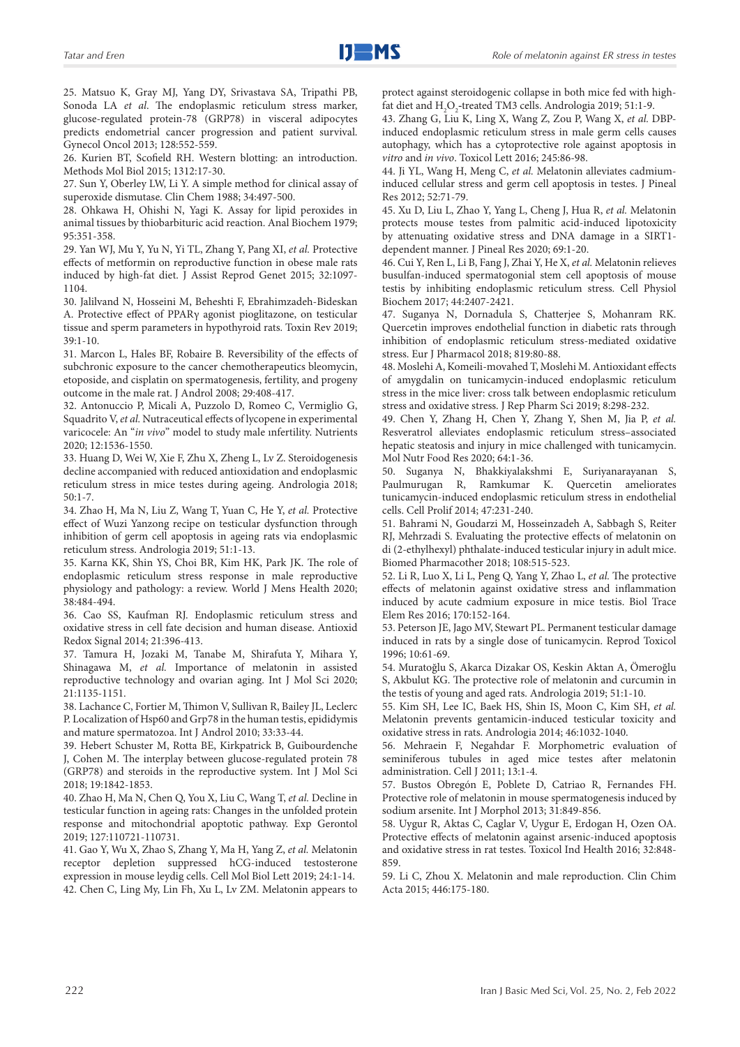25. Matsuo K, Gray MJ, Yang DY, Srivastava SA, Tripathi PB, Sonoda LA *et al.* The endoplasmic reticulum stress marker, glucose-regulated protein-78 (GRP78) in visceral adipocytes predicts endometrial cancer progression and patient survival. Gynecol Oncol 2013; 128:552-559.
26. Kurien BT, Scofield RH. Western blotting: an introduction. Methods Mol Biol 2015; 1312:17-30.
27. Sun Y, Oberley LW, Li Y. A simple method for clinical assay of superoxide dismutase. Clin Chem 1988; 34:497-500.
28. Ohkawa H, Ohishi N, Yagi K. Assay for lipid peroxides in animal tissues by thiobarbituric acid reaction. Anal Biochem 1979; 95:351-358.
29. Yan WJ, Mu Y, Yu N, Yi TL, Zhang Y, Pang XI, *et al.* Protective effects of metformin on reproductive function in obese male rats induced by high-fat diet. J Assist Reprod Genet 2015; 32:1097-1104.
30. Jalilvand N, Hosseini M, Beheshti F, Ebrahimzadeh-Bideskan A. Protective effect of PPARγ agonist pioglitazone, on testicular tissue and sperm parameters in hypothyroid rats. Toxin Rev 2019; 39:1-10.
31. Marcon L, Hales BF, Robaire B. Reversibility of the effects of subchronic exposure to the cancer chemotherapeutics bleomycin, etoposide, and cisplatin on spermatogenesis, fertility, and progeny outcome in the male rat. J Androl 2008; 29:408-417.
32. Antonuccio P, Micali A, Puzzolo D, Romeo C, Vermiglio G, Squadrito V, *et al.* Nutraceutical effects of lycopene in experimental varicocele: An "*in vivo*" model to study male ınfertility. Nutrients 2020; 12:1536-1550.
33. Huang D, Wei W, Xie F, Zhu X, Zheng L, Lv Z. Steroidogenesis decline accompanied with reduced antioxidation and endoplasmic reticulum stress in mice testes during ageing. Andrologia 2018; 50:1-7.
34. Zhao H, Ma N, Liu Z, Wang T, Yuan C, He Y, *et al.* Protective effect of Wuzi Yanzong recipe on testicular dysfunction through inhibition of germ cell apoptosis in ageing rats via endoplasmic reticulum stress. Andrologia 2019; 51:1-13.
35. Karna KK, Shin YS, Choi BR, Kim HK, Park JK. The role of endoplasmic reticulum stress response in male reproductive physiology and pathology: a review. World J Mens Health 2020; 38:484-494.
36. Cao SS, Kaufman RJ. Endoplasmic reticulum stress and oxidative stress in cell fate decision and human disease. Antioxid Redox Signal 2014; 21:396-413.
37. Tamura H, Jozaki M, Tanabe M, Shirafuta Y, Mihara Y, Shinagawa M, *et al.* Importance of melatonin in assisted reproductive technology and ovarian aging. Int J Mol Sci 2020; 21:1135-1151.
38. Lachance C, Fortier M, Thimon V, Sullivan R, Bailey JL, Leclerc P. Localization of Hsp60 and Grp78 in the human testis, epididymis and mature spermatozoa. Int J Androl 2010; 33:33-44.
39. Hebert Schuster M, Rotta BE, Kirkpatrick B, Guibourdenche J, Cohen M. The interplay between glucose-regulated protein 78 (GRP78) and steroids in the reproductive system. Int J Mol Sci 2018; 19:1842-1853.
40. Zhao H, Ma N, Chen Q, You X, Liu C, Wang T, *et al.* Decline in testicular function in ageing rats: Changes in the unfolded protein response and mitochondrial apoptotic pathway. Exp Gerontol 2019; 127:110721-110731.
41. Gao Y, Wu X, Zhao S, Zhang Y, Ma H, Yang Z, *et al.* Melatonin receptor depletion suppressed hCG-induced testosterone expression in mouse leydig cells. Cell Mol Biol Lett 2019; 24:1-14.
42. Chen C, Ling My, Lin Fh, Xu L, Lv ZM. Melatonin appears to protect against steroidogenic collapse in both mice fed with high-fat diet and $H_2O_2$-treated TM3 cells. Andrologia 2019; 51:1-9.
43. Zhang G, Liu K, Ling X, Wang Z, Zou P, Wang X, *et al.* DBP-induced endoplasmic reticulum stress in male germ cells causes autophagy, which has a cytoprotective role against apoptosis in *vitro* and *in vivo*. Toxicol Lett 2016; 245:86-98.
44. Ji YL, Wang H, Meng C, *et al.* Melatonin alleviates cadmium-induced cellular stress and germ cell apoptosis in testes. J Pineal Res 2012; 52:71-79.
45. Xu D, Liu L, Zhao Y, Yang L, Cheng J, Hua R, *et al.* Melatonin protects mouse testes from palmitic acid-induced lipotoxicity by attenuating oxidative stress and DNA damage in a SIRT1-dependent manner. J Pineal Res 2020; 69:1-20.
46. Cui Y, Ren L, Li B, Fang J, Zhai Y, He X, *et al.* Melatonin relieves busulfan-induced spermatogonial stem cell apoptosis of mouse testis by inhibiting endoplasmic reticulum stress. Cell Physiol Biochem 2017; 44:2407-2421.
47. Suganya N, Dornadula S, Chatterjee S, Mohanram RK. Quercetin improves endothelial function in diabetic rats through inhibition of endoplasmic reticulum stress-mediated oxidative stress. Eur J Pharmacol 2018; 819:80-88.
48. Moslehi A, Komeili-movahed T, Moslehi M. Antioxidant effects of amygdalin on tunicamycin-induced endoplasmic reticulum stress in the mice liver: cross talk between endoplasmic reticulum stress and oxidative stress. J Rep Pharm Sci 2019; 8:298-232.
49. Chen Y, Zhang H, Chen Y, Zhang Y, Shen M, Jia P, *et al.* Resveratrol alleviates endoplasmic reticulum stress–associated hepatic steatosis and injury in mice challenged with tunicamycin. Mol Nutr Food Res 2020; 64:1-36.
50. Suganya N, Bhakkiyalakshmi E, Suriyanarayanan S, Paulmurugan R, Ramkumar K. Quercetin ameliorates tunicamycin-induced endoplasmic reticulum stress in endothelial cells. Cell Prolif 2014; 47:231-240.
51. Bahrami N, Goudarzi M, Hosseinzadeh A, Sabbagh S, Reiter RJ, Mehrzadi S. Evaluating the protective effects of melatonin on di (2-ethylhexyl) phthalate-induced testicular injury in adult mice. Biomed Pharmacother 2018; 108:515-523.
52. Li R, Luo X, Li L, Peng Q, Yang Y, Zhao L, *et al.* The protective effects of melatonin against oxidative stress and inflammation induced by acute cadmium exposure in mice testis. Biol Trace Elem Res 2016; 170:152-164.
53. Peterson JE, Jago MV, Stewart PL. Permanent testicular damage induced in rats by a single dose of tunicamycin. Reprod Toxicol 1996; 10:61-69.
54. Muratoğlu S, Akarca Dizakar OS, Keskin Aktan A, Ömeroğlu S, Akbulut KG. The protective role of melatonin and curcumin in the testis of young and aged rats. Andrologia 2019; 51:1-10.
55. Kim SH, Lee IC, Baek HS, Shin IS, Moon C, Kim SH, *et al.* Melatonin prevents gentamicin-induced testicular toxicity and oxidative stress in rats. Andrologia 2014; 46:1032-1040.
56. Mehraein F, Negahdar F. Morphometric evaluation of seminiferous tubules in aged mice testes after melatonin administration. Cell J 2011; 13:1-4.
57. Bustos Obregón E, Poblete D, Catriao R, Fernandes FH. Protective role of melatonin in mouse spermatogenesis induced by sodium arsenite. Int J Morphol 2013; 31:849-856.
58. Uygur R, Aktas C, Caglar V, Uygur E, Erdogan H, Ozen OA. Protective effects of melatonin against arsenic-induced apoptosis and oxidative stress in rat testes. Toxicol Ind Health 2016; 32:848-859.
59. Li C, Zhou X. Melatonin and male reproduction. Clin Chim Acta 2015; 446:175-180.